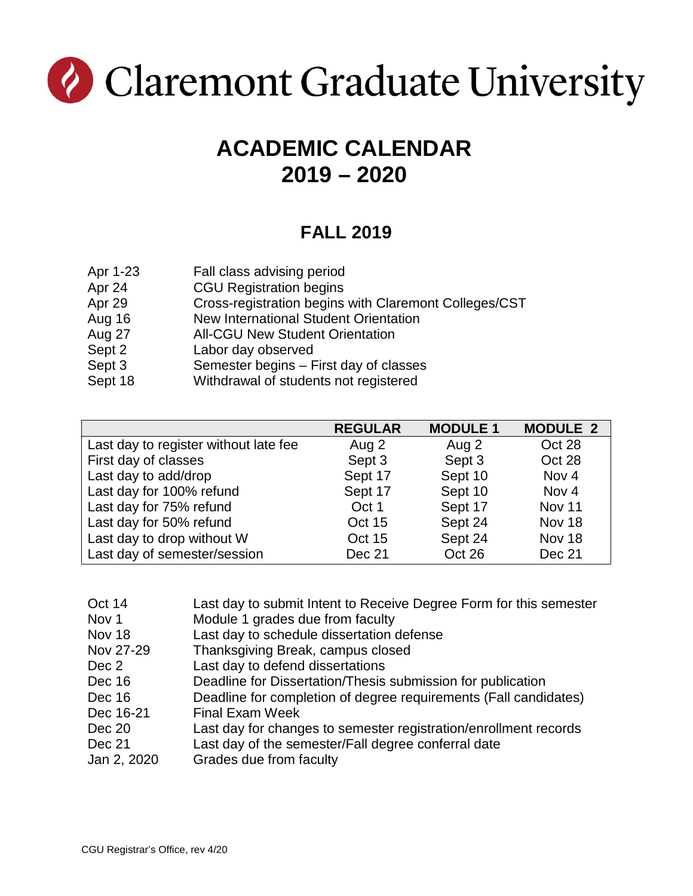# Claremont Graduate University

## ACADEMIC CALENDAR 2019 – 2020

### FALL 2019

| | |
|---|---|
| Apr 1-23 | Fall class advising period |
| Apr 24 | CGU Registration begins |
| Apr 29 | Cross-registration begins with Claremont Colleges/CST |
| Aug 16 | New International Student Orientation |
| Aug 27 | All-CGU New Student Orientation |
| Sept 2 | Labor day observed |
| Sept 3 | Semester begins – First day of classes |
| Sept 18 | Withdrawal of students not registered |

| | REGULAR | MODULE 1 | MODULE 2 |
|---|---|---|---|
| Last day to register without late fee | Aug 2 | Aug 2 | Oct 28 |
| First day of classes | Sept 3 | Sept 3 | Oct 28 |
| Last day to add/drop | Sept 17 | Sept 10 | Nov 4 |
| Last day for 100% refund | Sept 17 | Sept 10 | Nov 4 |
| Last day for 75% refund | Oct 1 | Sept 17 | Nov 11 |
| Last day for 50% refund | Oct 15 | Sept 24 | Nov 18 |
| Last day to drop without W | Oct 15 | Sept 24 | Nov 18 |
| Last day of semester/session | Dec 21 | Oct 26 | Dec 21 |

| | |
|---|---|
| Oct 14 | Last day to submit Intent to Receive Degree Form for this semester |
| Nov 1 | Module 1 grades due from faculty |
| Nov 18 | Last day to schedule dissertation defense |
| Nov 27-29 | Thanksgiving Break, campus closed |
| Dec 2 | Last day to defend dissertations |
| Dec 16 | Deadline for Dissertation/Thesis submission for publication |
| Dec 16 | Deadline for completion of degree requirements (Fall candidates) |
| Dec 16-21 | Final Exam Week |
| Dec 20 | Last day for changes to semester registration/enrollment records |
| Dec 21 | Last day of the semester/Fall degree conferral date |
| Jan 2, 2020 | Grades due from faculty |

CGU Registrar's Office, rev 4/20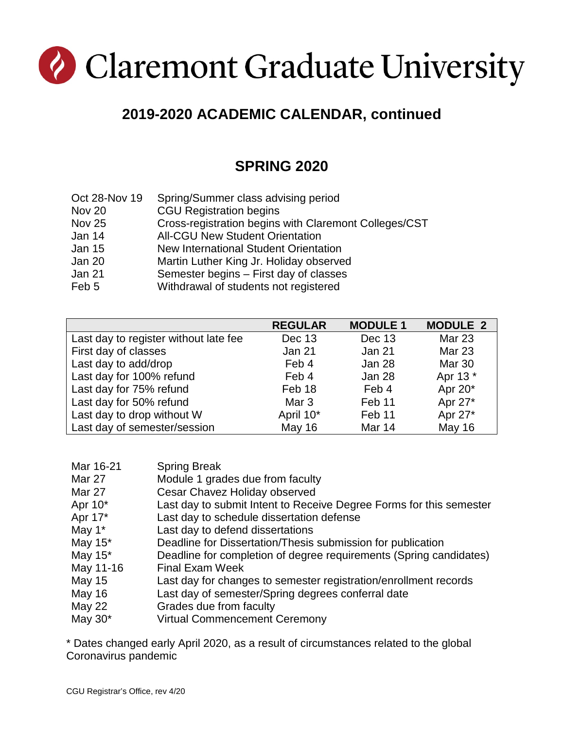# Claremont Graduate University

## 2019-2020 ACADEMIC CALENDAR, continued

## SPRING 2020

| | |
|---|---|
| Oct 28-Nov 19 | Spring/Summer class advising period |
| Nov 20 | CGU Registration begins |
| Nov 25 | Cross-registration begins with Claremont Colleges/CST |
| Jan 14 | All-CGU New Student Orientation |
| Jan 15 | New International Student Orientation |
| Jan 20 | Martin Luther King Jr. Holiday observed |
| Jan 21 | Semester begins – First day of classes |
| Feb 5 | Withdrawal of students not registered |

| | REGULAR | MODULE 1 | MODULE 2 |
|---|---|---|---|
| Last day to register without late fee | Dec 13 | Dec 13 | Mar 23 |
| First day of classes | Jan 21 | Jan 21 | Mar 23 |
| Last day to add/drop | Feb 4 | Jan 28 | Mar 30 |
| Last day for 100% refund | Feb 4 | Jan 28 | Apr 13 * |
| Last day for 75% refund | Feb 18 | Feb 4 | Apr 20* |
| Last day for 50% refund | Mar 3 | Feb 11 | Apr 27* |
| Last day to drop without W | April 10* | Feb 11 | Apr 27* |
| Last day of semester/session | May 16 | Mar 14 | May 16 |

| | |
|---|---|
| Mar 16-21 | Spring Break |
| Mar 27 | Module 1 grades due from faculty |
| Mar 27 | Cesar Chavez Holiday observed |
| Apr 10* | Last day to submit Intent to Receive Degree Forms for this semester |
| Apr 17* | Last day to schedule dissertation defense |
| May 1* | Last day to defend dissertations |
| May 15* | Deadline for Dissertation/Thesis submission for publication |
| May 15* | Deadline for completion of degree requirements (Spring candidates) |
| May 11-16 | Final Exam Week |
| May 15 | Last day for changes to semester registration/enrollment records |
| May 16 | Last day of semester/Spring degrees conferral date |
| May 22 | Grades due from faculty |
| May 30* | Virtual Commencement Ceremony |

* Dates changed early April 2020, as a result of circumstances related to the global Coronavirus pandemic

CGU Registrar's Office, rev 4/20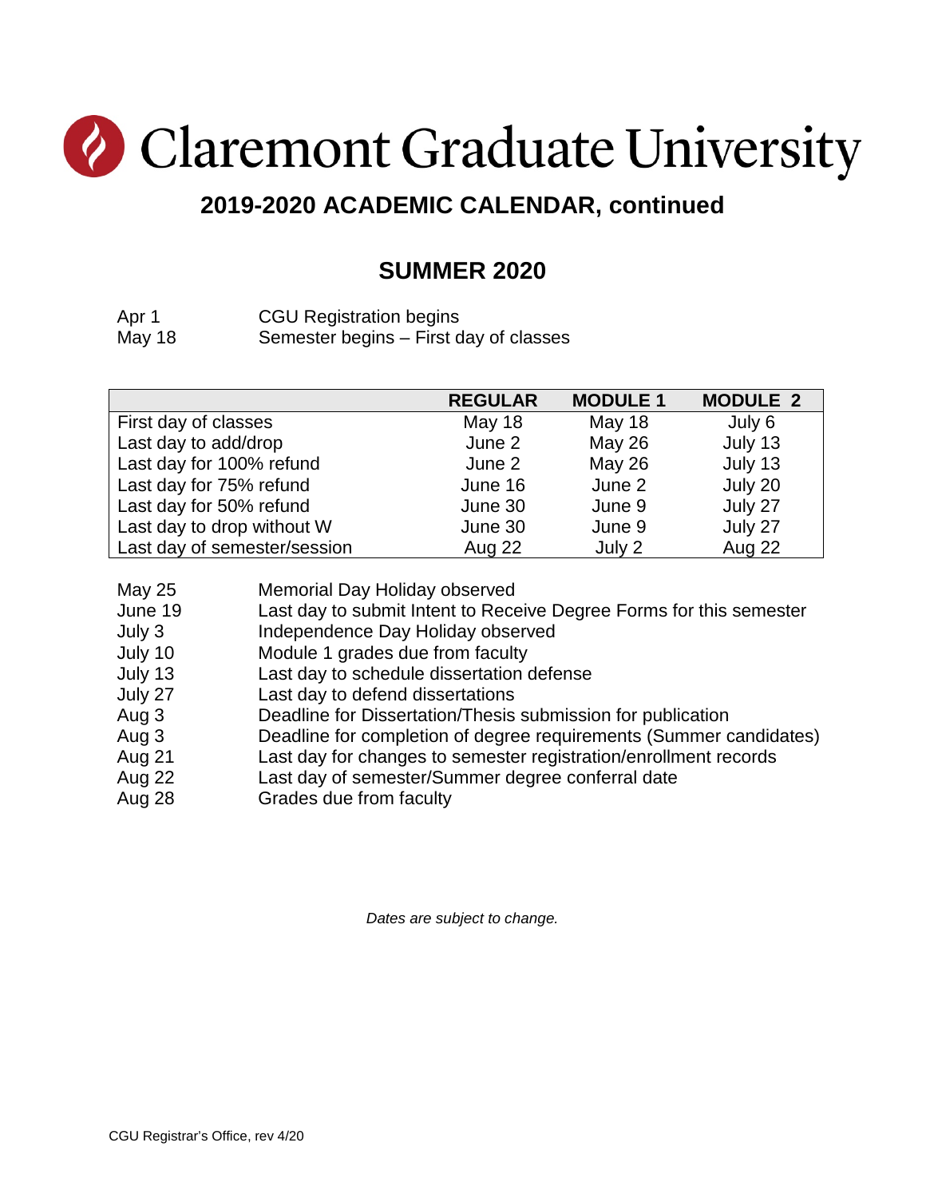# Claremont Graduate University

## 2019-2020 ACADEMIC CALENDAR, continued

## SUMMER 2020

| | |
|---|---|
| Apr 1 | CGU Registration begins |
| May 18 | Semester begins – First day of classes |

| | REGULAR | MODULE 1 | MODULE 2 |
|---|---|---|---|
| First day of classes | May 18 | May 18 | July 6 |
| Last day to add/drop | June 2 | May 26 | July 13 |
| Last day for 100% refund | June 2 | May 26 | July 13 |
| Last day for 75% refund | June 16 | June 2 | July 20 |
| Last day for 50% refund | June 30 | June 9 | July 27 |
| Last day to drop without W | June 30 | June 9 | July 27 |
| Last day of semester/session | Aug 22 | July 2 | Aug 22 |

| | |
|---|---|
| May 25 | Memorial Day Holiday observed |
| June 19 | Last day to submit Intent to Receive Degree Forms for this semester |
| July 3 | Independence Day Holiday observed |
| July 10 | Module 1 grades due from faculty |
| July 13 | Last day to schedule dissertation defense |
| July 27 | Last day to defend dissertations |
| Aug 3 | Deadline for Dissertation/Thesis submission for publication |
| Aug 3 | Deadline for completion of degree requirements (Summer candidates) |
| Aug 21 | Last day for changes to semester registration/enrollment records |
| Aug 22 | Last day of semester/Summer degree conferral date |
| Aug 28 | Grades due from faculty |

*Dates are subject to change.*

CGU Registrar's Office, rev 4/20